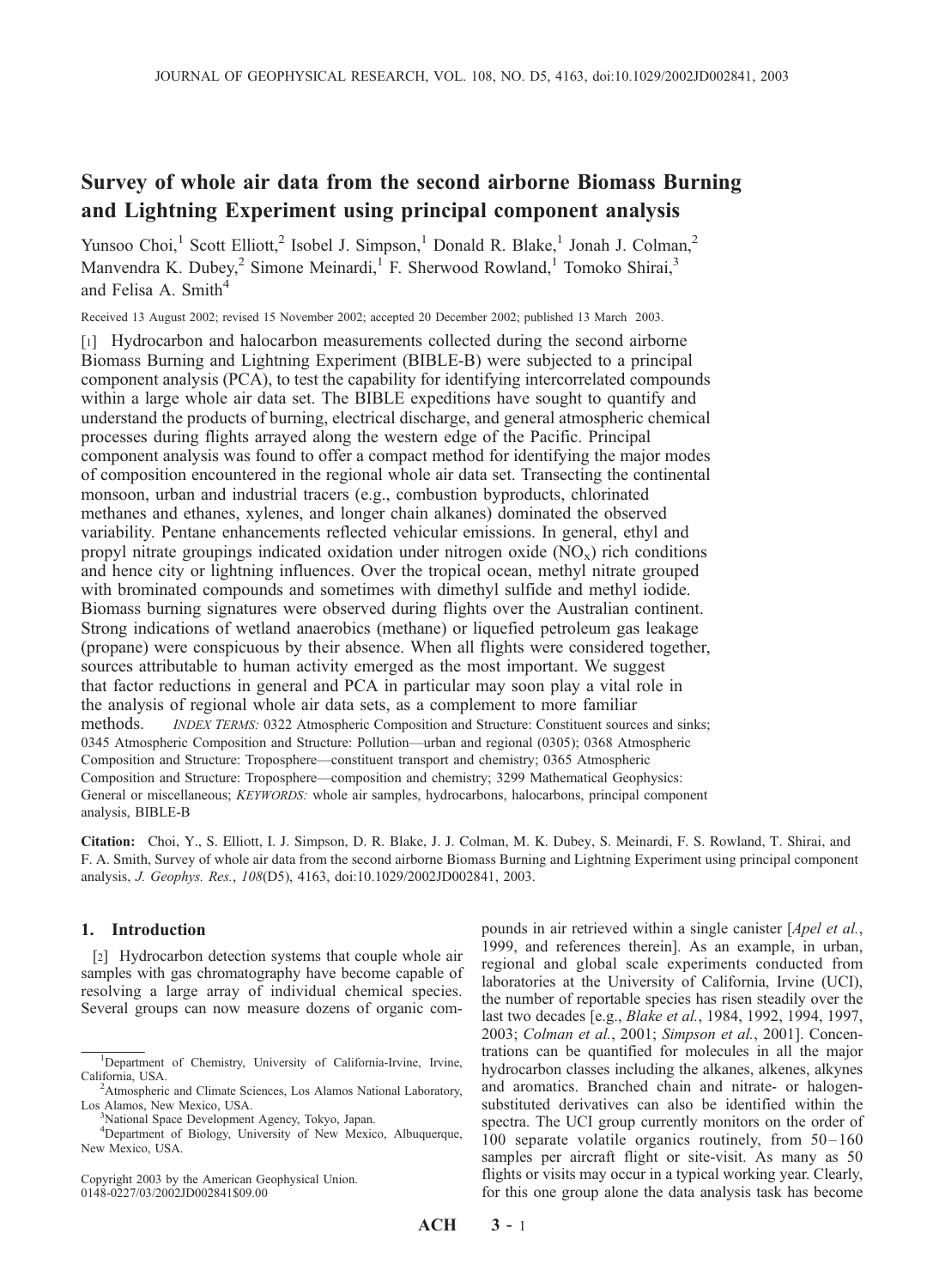# Survey of whole air data from the second airborne Biomass Burning and Lightning Experiment using principal component analysis

Yunsoo Choi,[1] Scott Elliott,[2] Isobel J. Simpson,[1] Donald R. Blake,[1] Jonah J. Colman,[2] Manvendra K. Dubey,[2] Simone Meinardi,[1] F. Sherwood Rowland,[1] Tomoko Shirai,[3] and Felisa A. Smith[4]

Received 13 August 2002; revised 15 November 2002; accepted 20 December 2002; published 13 March 2003.

[1] Hydrocarbon and halocarbon measurements collected during the second airborne Biomass Burning and Lightning Experiment (BIBLE-B) were subjected to a principal component analysis (PCA), to test the capability for identifying intercorrelated compounds within a large whole air data set. The BIBLE expeditions have sought to quantify and understand the products of burning, electrical discharge, and general atmospheric chemical processes during flights arrayed along the western edge of the Pacific. Principal component analysis was found to offer a compact method for identifying the major modes of composition encountered in the regional whole air data set. Transecting the continental monsoon, urban and industrial tracers (e.g., combustion byproducts, chlorinated methanes and ethanes, xylenes, and longer chain alkanes) dominated the observed variability. Pentane enhancements reflected vehicular emissions. In general, ethyl and propyl nitrate groupings indicated oxidation under nitrogen oxide ($NO_x$) rich conditions and hence city or lightning influences. Over the tropical ocean, methyl nitrate grouped with brominated compounds and sometimes with dimethyl sulfide and methyl iodide. Biomass burning signatures were observed during flights over the Australian continent. Strong indications of wetland anaerobics (methane) or liquefied petroleum gas leakage (propane) were conspicuous by their absence. When all flights were considered together, sources attributable to human activity emerged as the most important. We suggest that factor reductions in general and PCA in particular may soon play a vital role in the analysis of regional whole air data sets, as a complement to more familiar methods. *INDEX TERMS:* 0322 Atmospheric Composition and Structure: Constituent sources and sinks; 0345 Atmospheric Composition and Structure: Pollution—urban and regional (0305); 0368 Atmospheric Composition and Structure: Troposphere—constituent transport and chemistry; 0365 Atmospheric Composition and Structure: Troposphere—composition and chemistry; 3299 Mathematical Geophysics: General or miscellaneous; *KEYWORDS:* whole air samples, hydrocarbons, halocarbons, principal component analysis, BIBLE-B

**Citation:** Choi, Y., S. Elliott, I. J. Simpson, D. R. Blake, J. J. Colman, M. K. Dubey, S. Meinardi, F. S. Rowland, T. Shirai, and F. A. Smith, Survey of whole air data from the second airborne Biomass Burning and Lightning Experiment using principal component analysis, *J. Geophys. Res.*, *108*(D5), 4163, doi:10.1029/2002JD002841, 2003.

## 1. Introduction

[2] Hydrocarbon detection systems that couple whole air samples with gas chromatography have become capable of resolving a large array of individual chemical species. Several groups can now measure dozens of organic compounds in air retrieved within a single canister [*Apel et al.*, 1999, and references therein]. As an example, in urban, regional and global scale experiments conducted from laboratories at the University of California, Irvine (UCI), the number of reportable species has risen steadily over the last two decades [e.g., *Blake et al.*, 1984, 1992, 1994, 1997, 2003; *Colman et al.*, 2001; *Simpson et al.*, 2001]. Concentrations can be quantified for molecules in all the major hydrocarbon classes including the alkanes, alkenes, alkynes and aromatics. Branched chain and nitrate- or halogen-substituted derivatives can also be identified within the spectra. The UCI group currently monitors on the order of 100 separate volatile organics routinely, from 50–160 samples per aircraft flight or site-visit. As many as 50 flights or visits may occur in a typical working year. Clearly, for this one group alone the data analysis task has become

---

[1] Department of Chemistry, University of California-Irvine, Irvine, California, USA.

[2] Atmospheric and Climate Sciences, Los Alamos National Laboratory, Los Alamos, New Mexico, USA.

[3] National Space Development Agency, Tokyo, Japan.

[4] Department of Biology, University of New Mexico, Albuquerque, New Mexico, USA.

Copyright 2003 by the American Geophysical Union.
0148-0227/03/2002JD002841$09.00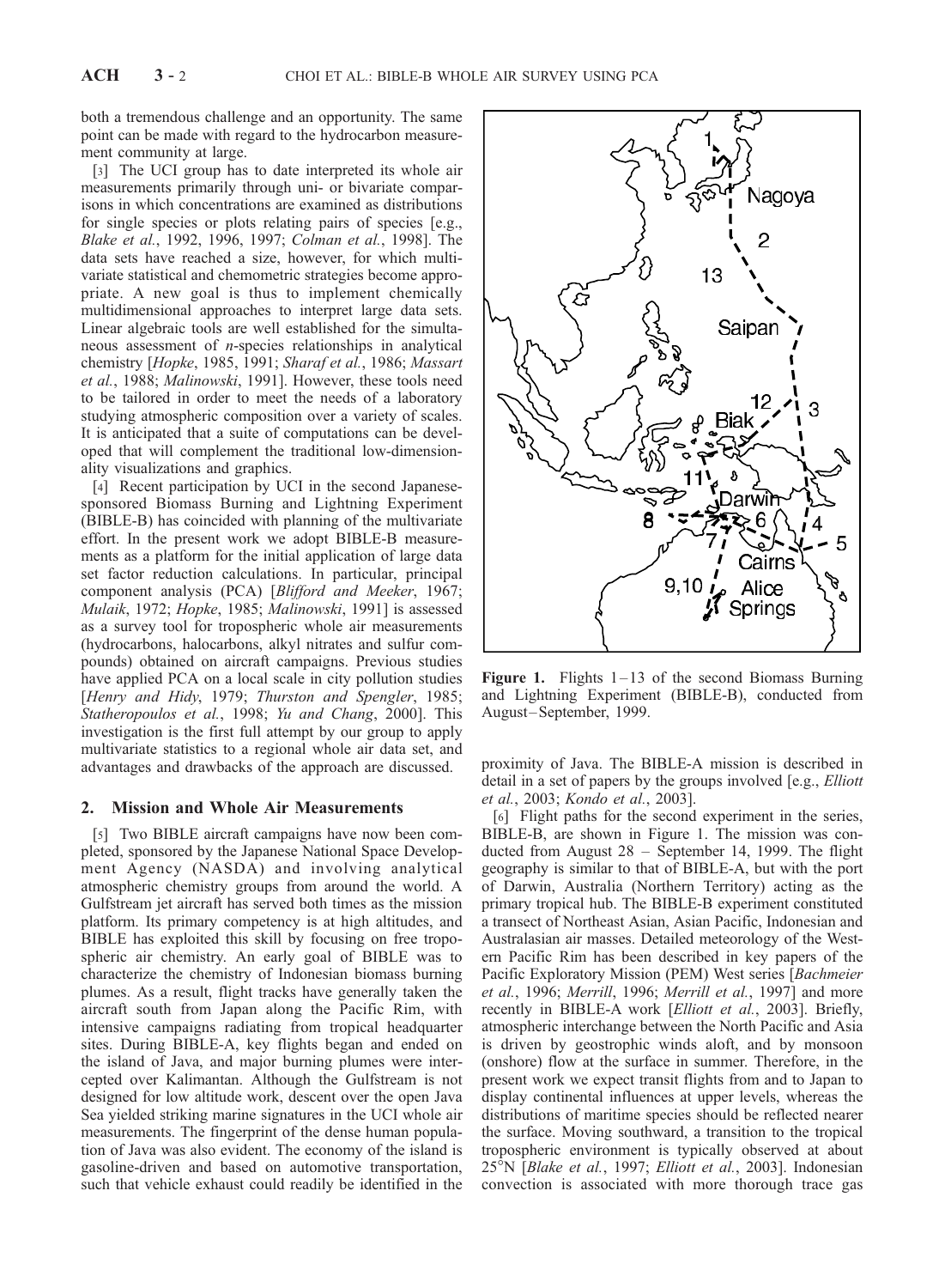both a tremendous challenge and an opportunity. The same point can be made with regard to the hydrocarbon measurement community at large.

[3] The UCI group has to date interpreted its whole air measurements primarily through uni- or bivariate comparisons in which concentrations are examined as distributions for single species or plots relating pairs of species [e.g., *Blake et al.*, 1992, 1996, 1997; *Colman et al.*, 1998]. The data sets have reached a size, however, for which multivariate statistical and chemometric strategies become appropriate. A new goal is thus to implement chemically multidimensional approaches to interpret large data sets. Linear algebraic tools are well established for the simultaneous assessment of *n*-species relationships in analytical chemistry [*Hopke*, 1985, 1991; *Sharaf et al.*, 1986; *Massart et al.*, 1988; *Malinowski*, 1991]. However, these tools need to be tailored in order to meet the needs of a laboratory studying atmospheric composition over a variety of scales. It is anticipated that a suite of computations can be developed that will complement the traditional low-dimensionality visualizations and graphics.

[4] Recent participation by UCI in the second Japanese-sponsored Biomass Burning and Lightning Experiment (BIBLE-B) has coincided with planning of the multivariate effort. In the present work we adopt BIBLE-B measurements as a platform for the initial application of large data set factor reduction calculations. In particular, principal component analysis (PCA) [*Blifford and Meeker*, 1967; *Mulaik*, 1972; *Hopke*, 1985; *Malinowski*, 1991] is assessed as a survey tool for tropospheric whole air measurements (hydrocarbons, halocarbons, alkyl nitrates and sulfur compounds) obtained on aircraft campaigns. Previous studies have applied PCA on a local scale in city pollution studies [*Henry and Hidy*, 1979; *Thurston and Spengler*, 1985; *Statheropoulos et al.*, 1998; *Yu and Chang*, 2000]. This investigation is the first full attempt by our group to apply multivariate statistics to a regional whole air data set, and advantages and drawbacks of the approach are discussed.

## 2. Mission and Whole Air Measurements

[5] Two BIBLE aircraft campaigns have now been completed, sponsored by the Japanese National Space Development Agency (NASDA) and involving analytical atmospheric chemistry groups from around the world. A Gulfstream jet aircraft has served both times as the mission platform. Its primary competency is at high altitudes, and BIBLE has exploited this skill by focusing on free tropospheric air chemistry. An early goal of BIBLE was to characterize the chemistry of Indonesian biomass burning plumes. As a result, flight tracks have generally taken the aircraft south from Japan along the Pacific Rim, with intensive campaigns radiating from tropical headquarter sites. During BIBLE-A, key flights began and ended on the island of Java, and major burning plumes were intercepted over Kalimantan. Although the Gulfstream is not designed for low altitude work, descent over the open Java Sea yielded striking marine signatures in the UCI whole air measurements. The fingerprint of the dense human population of Java was also evident. The economy of the island is gasoline-driven and based on automotive transportation, such that vehicle exhaust could readily be identified in the proximity of Java. The BIBLE-A mission is described in detail in a set of papers by the groups involved [e.g., *Elliott et al.*, 2003; *Kondo et al.*, 2003].

**Figure 1.** Flights 1–13 of the second Biomass Burning and Lightning Experiment (BIBLE-B), conducted from August–September, 1999.

[6] Flight paths for the second experiment in the series, BIBLE-B, are shown in Figure 1. The mission was conducted from August 28 – September 14, 1999. The flight geography is similar to that of BIBLE-A, but with the port of Darwin, Australia (Northern Territory) acting as the primary tropical hub. The BIBLE-B experiment constituted a transect of Northeast Asian, Asian Pacific, Indonesian and Australasian air masses. Detailed meteorology of the Western Pacific Rim has been described in key papers of the Pacific Exploratory Mission (PEM) West series [*Bachmeier et al.*, 1996; *Merrill*, 1996; *Merrill et al.*, 1997] and more recently in BIBLE-A work [*Elliott et al.*, 2003]. Briefly, atmospheric interchange between the North Pacific and Asia is driven by geostrophic winds aloft, and by monsoon (onshore) flow at the surface in summer. Therefore, in the present work we expect transit flights from and to Japan to display continental influences at upper levels, whereas the distributions of maritime species should be reflected nearer the surface. Moving southward, a transition to the tropical tropospheric environment is typically observed at about 25°N [*Blake et al.*, 1997; *Elliott et al.*, 2003]. Indonesian convection is associated with more thorough trace gas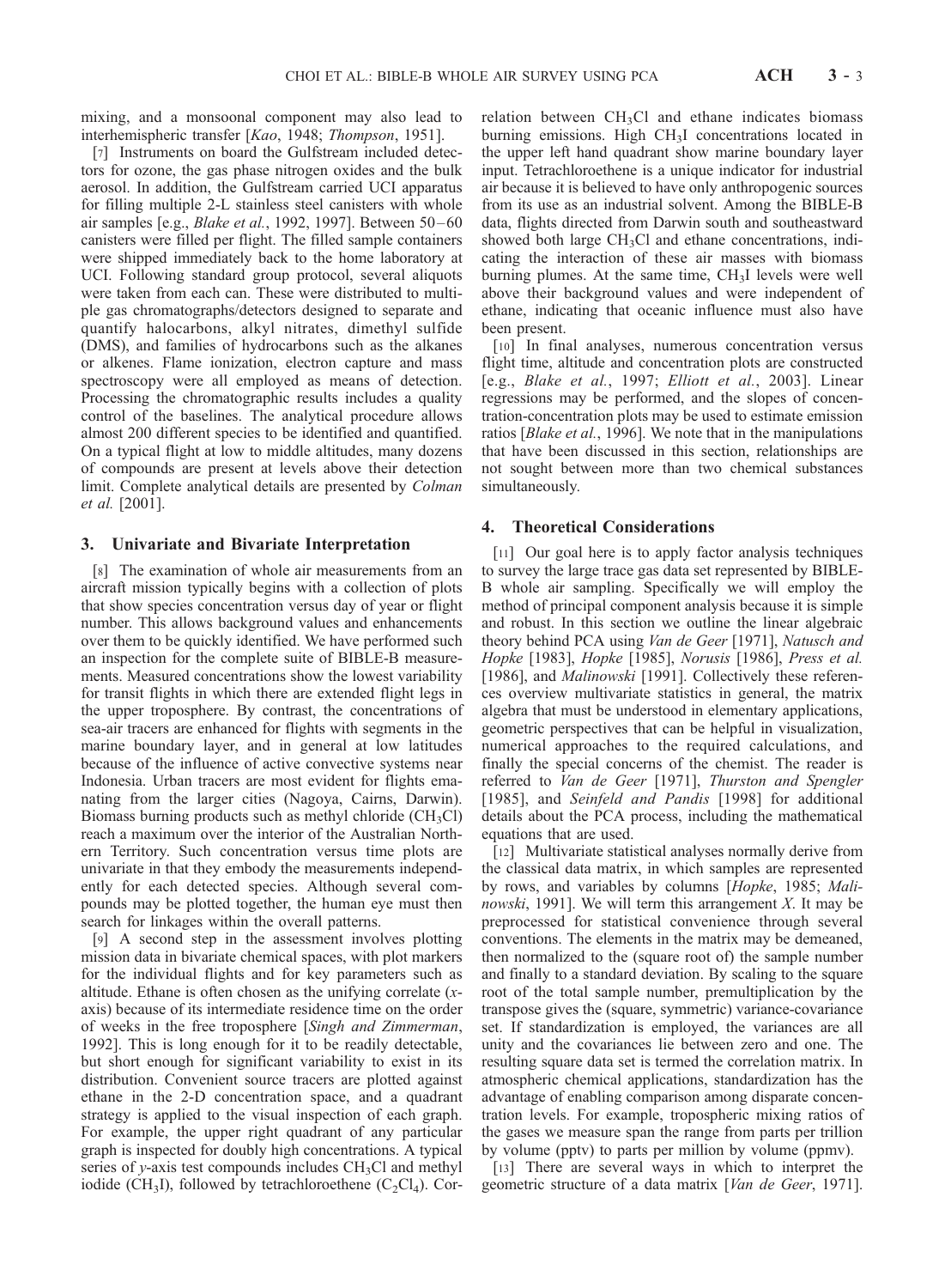mixing, and a monsoonal component may also lead to interhemispheric transfer [*Kao*, 1948; *Thompson*, 1951].

[7] Instruments on board the Gulfstream included detectors for ozone, the gas phase nitrogen oxides and the bulk aerosol. In addition, the Gulfstream carried UCI apparatus for filling multiple 2-L stainless steel canisters with whole air samples [e.g., *Blake et al.*, 1992, 1997]. Between 50–60 canisters were filled per flight. The filled sample containers were shipped immediately back to the home laboratory at UCI. Following standard group protocol, several aliquots were taken from each can. These were distributed to multiple gas chromatographs/detectors designed to separate and quantify halocarbons, alkyl nitrates, dimethyl sulfide (DMS), and families of hydrocarbons such as the alkanes or alkenes. Flame ionization, electron capture and mass spectroscopy were all employed as means of detection. Processing the chromatographic results includes a quality control of the baselines. The analytical procedure allows almost 200 different species to be identified and quantified. On a typical flight at low to middle altitudes, many dozens of compounds are present at levels above their detection limit. Complete analytical details are presented by *Colman et al.* [2001].

## 3. Univariate and Bivariate Interpretation

[8] The examination of whole air measurements from an aircraft mission typically begins with a collection of plots that show species concentration versus day of year or flight number. This allows background values and enhancements over them to be quickly identified. We have performed such an inspection for the complete suite of BIBLE-B measurements. Measured concentrations show the lowest variability for transit flights in which there are extended flight legs in the upper troposphere. By contrast, the concentrations of sea-air tracers are enhanced for flights with segments in the marine boundary layer, and in general at low latitudes because of the influence of active convective systems near Indonesia. Urban tracers are most evident for flights emanating from the larger cities (Nagoya, Cairns, Darwin). Biomass burning products such as methyl chloride ($CH_3Cl$) reach a maximum over the interior of the Australian Northern Territory. Such concentration versus time plots are univariate in that they embody the measurements independently for each detected species. Although several compounds may be plotted together, the human eye must then search for linkages within the overall patterns.

[9] A second step in the assessment involves plotting mission data in bivariate chemical spaces, with plot markers for the individual flights and for key parameters such as altitude. Ethane is often chosen as the unifying correlate ($x$-axis) because of its intermediate residence time on the order of weeks in the free troposphere [*Singh and Zimmerman*, 1992]. This is long enough for it to be readily detectable, but short enough for significant variability to exist in its distribution. Convenient source tracers are plotted against ethane in the 2-D concentration space, and a quadrant strategy is applied to the visual inspection of each graph. For example, the upper right quadrant of any particular graph is inspected for doubly high concentrations. A typical series of $y$-axis test compounds includes $CH_3Cl$ and methyl iodide ($CH_3I$), followed by tetrachloroethene ($C_2Cl_4$). Correlation between $CH_3Cl$ and ethane indicates biomass burning emissions. High $CH_3I$ concentrations located in the upper left hand quadrant show marine boundary layer input. Tetrachloroethene is a unique indicator for industrial air because it is believed to have only anthropogenic sources from its use as an industrial solvent. Among the BIBLE-B data, flights directed from Darwin south and southeastward showed both large $CH_3Cl$ and ethane concentrations, indicating the interaction of these air masses with biomass burning plumes. At the same time, $CH_3I$ levels were well above their background values and were independent of ethane, indicating that oceanic influence must also have been present.

[10] In final analyses, numerous concentration versus flight time, altitude and concentration plots are constructed [e.g., *Blake et al.*, 1997; *Elliott et al.*, 2003]. Linear regressions may be performed, and the slopes of concentration-concentration plots may be used to estimate emission ratios [*Blake et al.*, 1996]. We note that in the manipulations that have been discussed in this section, relationships are not sought between more than two chemical substances simultaneously.

## 4. Theoretical Considerations

[11] Our goal here is to apply factor analysis techniques to survey the large trace gas data set represented by BIBLE-B whole air sampling. Specifically we will employ the method of principal component analysis because it is simple and robust. In this section we outline the linear algebraic theory behind PCA using *Van de Geer* [1971], *Natusch and Hopke* [1983], *Hopke* [1985], *Norusis* [1986], *Press et al.* [1986], and *Malinowski* [1991]. Collectively these references overview multivariate statistics in general, the matrix algebra that must be understood in elementary applications, geometric perspectives that can be helpful in visualization, numerical approaches to the required calculations, and finally the special concerns of the chemist. The reader is referred to *Van de Geer* [1971], *Thurston and Spengler* [1985], and *Seinfeld and Pandis* [1998] for additional details about the PCA process, including the mathematical equations that are used.

[12] Multivariate statistical analyses normally derive from the classical data matrix, in which samples are represented by rows, and variables by columns [*Hopke*, 1985; *Malinowski*, 1991]. We will term this arrangement $X$. It may be preprocessed for statistical convenience through several conventions. The elements in the matrix may be demeaned, then normalized to the (square root of) the sample number and finally to a standard deviation. By scaling to the square root of the total sample number, premultiplication by the transpose gives the (square, symmetric) variance-covariance set. If standardization is employed, the variances are all unity and the covariances lie between zero and one. The resulting square data set is termed the correlation matrix. In atmospheric chemical applications, standardization has the advantage of enabling comparison among disparate concentration levels. For example, tropospheric mixing ratios of the gases we measure span the range from parts per trillion by volume (pptv) to parts per million by volume (ppmv).

[13] There are several ways in which to interpret the geometric structure of a data matrix [*Van de Geer*, 1971].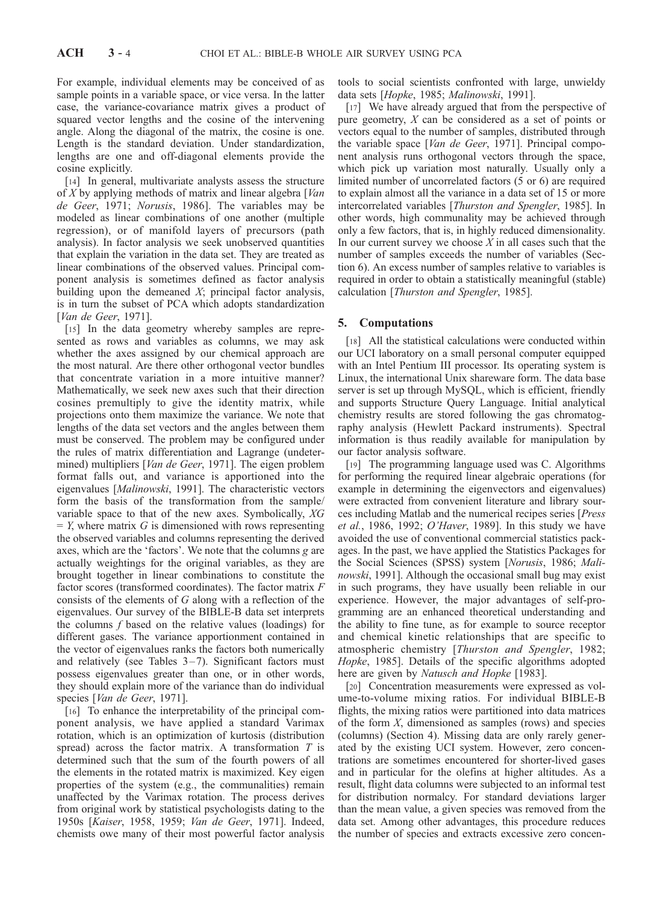For example, individual elements may be conceived of as sample points in a variable space, or vice versa. In the latter case, the variance-covariance matrix gives a product of squared vector lengths and the cosine of the intervening angle. Along the diagonal of the matrix, the cosine is one. Length is the standard deviation. Under standardization, lengths are one and off-diagonal elements provide the cosine explicitly.

[14] In general, multivariate analysts assess the structure of $X$ by applying methods of matrix and linear algebra [*Van de Geer*, 1971; *Norusis*, 1986]. The variables may be modeled as linear combinations of one another (multiple regression), or of manifold layers of precursors (path analysis). In factor analysis we seek unobserved quantities that explain the variation in the data set. They are treated as linear combinations of the observed values. Principal component analysis is sometimes defined as factor analysis building upon the demeaned $X$; principal factor analysis, is in turn the subset of PCA which adopts standardization [*Van de Geer*, 1971].

[15] In the data geometry whereby samples are represented as rows and variables as columns, we may ask whether the axes assigned by our chemical approach are the most natural. Are there other orthogonal vector bundles that concentrate variation in a more intuitive manner? Mathematically, we seek new axes such that their direction cosines premultiply to give the identity matrix, while projections onto them maximize the variance. We note that lengths of the data set vectors and the angles between them must be conserved. The problem may be configured under the rules of matrix differentiation and Lagrange (undetermined) multipliers [*Van de Geer*, 1971]. The eigen problem format falls out, and variance is apportioned into the eigenvalues [*Malinowski*, 1991]. The characteristic vectors form the basis of the transformation from the sample/variable space to that of the new axes. Symbolically, $XG = Y$, where matrix $G$ is dimensioned with rows representing the observed variables and columns representing the derived axes, which are the 'factors'. We note that the columns $g$ are actually weightings for the original variables, as they are brought together in linear combinations to constitute the factor scores (transformed coordinates). The factor matrix $F$ consists of the elements of $G$ along with a reflection of the eigenvalues. Our survey of the BIBLE-B data set interprets the columns $f$ based on the relative values (loadings) for different gases. The variance apportionment contained in the vector of eigenvalues ranks the factors both numerically and relatively (see Tables 3–7). Significant factors must possess eigenvalues greater than one, or in other words, they should explain more of the variance than do individual species [*Van de Geer*, 1971].

[16] To enhance the interpretability of the principal component analysis, we have applied a standard Varimax rotation, which is an optimization of kurtosis (distribution spread) across the factor matrix. A transformation $T$ is determined such that the sum of the fourth powers of all the elements in the rotated matrix is maximized. Key eigen properties of the system (e.g., the communalities) remain unaffected by the Varimax rotation. The process derives from original work by statistical psychologists dating to the 1950s [*Kaiser*, 1958, 1959; *Van de Geer*, 1971]. Indeed, chemists owe many of their most powerful factor analysis tools to social scientists confronted with large, unwieldy data sets [*Hopke*, 1985; *Malinowski*, 1991].

[17] We have already argued that from the perspective of pure geometry, $X$ can be considered as a set of points or vectors equal to the number of samples, distributed through the variable space [*Van de Geer*, 1971]. Principal component analysis runs orthogonal vectors through the space, which pick up variation most naturally. Usually only a limited number of uncorrelated factors (5 or 6) are required to explain almost all the variance in a data set of 15 or more intercorrelated variables [*Thurston and Spengler*, 1985]. In other words, high communality may be achieved through only a few factors, that is, in highly reduced dimensionality. In our current survey we choose $X$ in all cases such that the number of samples exceeds the number of variables (Section 6). An excess number of samples relative to variables is required in order to obtain a statistically meaningful (stable) calculation [*Thurston and Spengler*, 1985].

## 5. Computations

[18] All the statistical calculations were conducted within our UCI laboratory on a small personal computer equipped with an Intel Pentium III processor. Its operating system is Linux, the international Unix shareware form. The data base server is set up through MySQL, which is efficient, friendly and supports Structure Query Language. Initial analytical chemistry results are stored following the gas chromatography analysis (Hewlett Packard instruments). Spectral information is thus readily available for manipulation by our factor analysis software.

[19] The programming language used was C. Algorithms for performing the required linear algebraic operations (for example in determining the eigenvectors and eigenvalues) were extracted from convenient literature and library sources including Matlab and the numerical recipes series [*Press et al.*, 1986, 1992; *O'Haver*, 1989]. In this study we have avoided the use of conventional commercial statistics packages. In the past, we have applied the Statistics Packages for the Social Sciences (SPSS) system [*Norusis*, 1986; *Malinowski*, 1991]. Although the occasional small bug may exist in such programs, they have usually been reliable in our experience. However, the major advantages of self-programming are an enhanced theoretical understanding and the ability to fine tune, as for example to source receptor and chemical kinetic relationships that are specific to atmospheric chemistry [*Thurston and Spengler*, 1982; *Hopke*, 1985]. Details of the specific algorithms adopted here are given by *Natusch and Hopke* [1983].

[20] Concentration measurements were expressed as volume-to-volume mixing ratios. For individual BIBLE-B flights, the mixing ratios were partitioned into data matrices of the form $X$, dimensioned as samples (rows) and species (columns) (Section 4). Missing data are only rarely generated by the existing UCI system. However, zero concentrations are sometimes encountered for shorter-lived gases and in particular for the olefins at higher altitudes. As a result, flight data columns were subjected to an informal test for distribution normalcy. For standard deviations larger than the mean value, a given species was removed from the data set. Among other advantages, this procedure reduces the number of species and extracts excessive zero concen-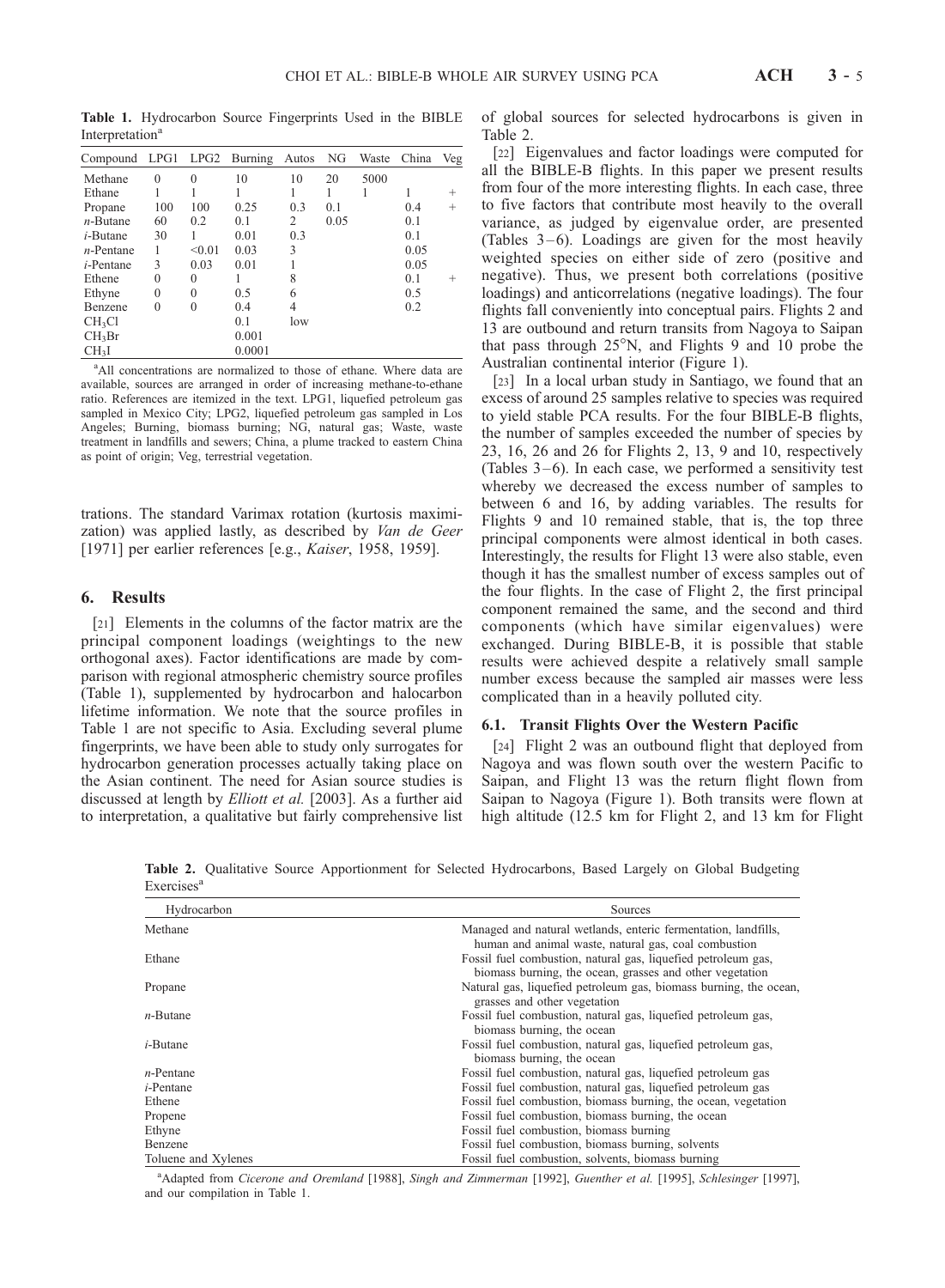**Table 1.** Hydrocarbon Source Fingerprints Used in the BIBLE Interpretation[a]

| Compound | LPG1 | LPG2 | Burning | Autos | NG | Waste | China | Veg |
|---|---|---|---|---|---|---|---|---|
| Methane | 0 | 0 | 10 | 10 | 20 | 5000 | | |
| Ethane | 1 | 1 | 1 | 1 | 1 | 1 | 1 | + |
| Propane | 100 | 100 | 0.25 | 0.3 | 0.1 | | 0.4 | + |
| *n*-Butane | 60 | 0.2 | 0.1 | 2 | 0.05 | | 0.1 | |
| *i*-Butane | 30 | 1 | 0.01 | 0.3 | | | 0.1 | |
| *n*-Pentane | 1 | <0.01 | 0.03 | 3 | | | 0.05 | |
| *i*-Pentane | 3 | 0.03 | 0.01 | 1 | | | 0.05 | |
| Ethene | 0 | 0 | 1 | 8 | | | 0.1 | + |
| Ethyne | 0 | 0 | 0.5 | 6 | | | 0.5 | |
| Benzene | 0 | 0 | 0.4 | 4 | | | 0.2 | |
| $CH_3Cl$ | | | 0.1 | low | | | | |
| $CH_3Br$ | | | 0.001 | | | | | |
| $CH_3I$ | | | 0.0001 | | | | | |

[a]All concentrations are normalized to those of ethane. Where data are available, sources are arranged in order of increasing methane-to-ethane ratio. References are itemized in the text. LPG1, liquefied petroleum gas sampled in Mexico City; LPG2, liquefied petroleum gas sampled in Los Angeles; Burning, biomass burning; NG, natural gas; Waste, waste treatment in landfills and sewers; China, a plume tracked to eastern China as point of origin; Veg, terrestrial vegetation.

trations. The standard Varimax rotation (kurtosis maximization) was applied lastly, as described by *Van de Geer* [1971] per earlier references [e.g., *Kaiser*, 1958, 1959].

## 6. Results

[21] Elements in the columns of the factor matrix are the principal component loadings (weightings to the new orthogonal axes). Factor identifications are made by comparison with regional atmospheric chemistry source profiles (Table 1), supplemented by hydrocarbon and halocarbon lifetime information. We note that the source profiles in Table 1 are not specific to Asia. Excluding several plume fingerprints, we have been able to study only surrogates for hydrocarbon generation processes actually taking place on the Asian continent. The need for Asian source studies is discussed at length by *Elliott et al.* [2003]. As a further aid to interpretation, a qualitative but fairly comprehensive list of global sources for selected hydrocarbons is given in Table 2.

[22] Eigenvalues and factor loadings were computed for all the BIBLE-B flights. In this paper we present results from four of the more interesting flights. In each case, three to five factors that contribute most heavily to the overall variance, as judged by eigenvalue order, are presented (Tables 3–6). Loadings are given for the most heavily weighted species on either side of zero (positive and negative). Thus, we present both correlations (positive loadings) and anticorrelations (negative loadings). The four flights fall conveniently into conceptual pairs. Flights 2 and 13 are outbound and return transits from Nagoya to Saipan that pass through 25°N, and Flights 9 and 10 probe the Australian continental interior (Figure 1).

[23] In a local urban study in Santiago, we found that an excess of around 25 samples relative to species was required to yield stable PCA results. For the four BIBLE-B flights, the number of samples exceeded the number of species by 23, 16, 26 and 26 for Flights 2, 13, 9 and 10, respectively (Tables 3–6). In each case, we performed a sensitivity test whereby we decreased the excess number of samples to between 6 and 16, by adding variables. The results for Flights 9 and 10 remained stable, that is, the top three principal components were almost identical in both cases. Interestingly, the results for Flight 13 were also stable, even though it has the smallest number of excess samples out of the four flights. In the case of Flight 2, the first principal component remained the same, and the second and third components (which have similar eigenvalues) were exchanged. During BIBLE-B, it is possible that stable results were achieved despite a relatively small sample number excess because the sampled air masses were less complicated than in a heavily polluted city.

### 6.1. Transit Flights Over the Western Pacific

[24] Flight 2 was an outbound flight that deployed from Nagoya and was flown south over the western Pacific to Saipan, and Flight 13 was the return flight flown from Saipan to Nagoya (Figure 1). Both transits were flown at high altitude (12.5 km for Flight 2, and 13 km for Flight

**Table 2.** Qualitative Source Apportionment for Selected Hydrocarbons, Based Largely on Global Budgeting Exercises[a]

| Hydrocarbon | Sources |
|---|---|
| Methane | Managed and natural wetlands, enteric fermentation, landfills, human and animal waste, natural gas, coal combustion |
| Ethane | Fossil fuel combustion, natural gas, liquefied petroleum gas, biomass burning, the ocean, grasses and other vegetation |
| Propane | Natural gas, liquefied petroleum gas, biomass burning, the ocean, grasses and other vegetation |
| *n*-Butane | Fossil fuel combustion, natural gas, liquefied petroleum gas, biomass burning, the ocean |
| *i*-Butane | Fossil fuel combustion, natural gas, liquefied petroleum gas, biomass burning, the ocean |
| *n*-Pentane | Fossil fuel combustion, natural gas, liquefied petroleum gas |
| *i*-Pentane | Fossil fuel combustion, natural gas, liquefied petroleum gas |
| Ethene | Fossil fuel combustion, biomass burning, the ocean, vegetation |
| Propene | Fossil fuel combustion, biomass burning, the ocean |
| Ethyne | Fossil fuel combustion, biomass burning |
| Benzene | Fossil fuel combustion, biomass burning, solvents |
| Toluene and Xylenes | Fossil fuel combustion, solvents, biomass burning |

[a]Adapted from *Cicerone and Oremland* [1988], *Singh and Zimmerman* [1992], *Guenther et al.* [1995], *Schlesinger* [1997], and our compilation in Table 1.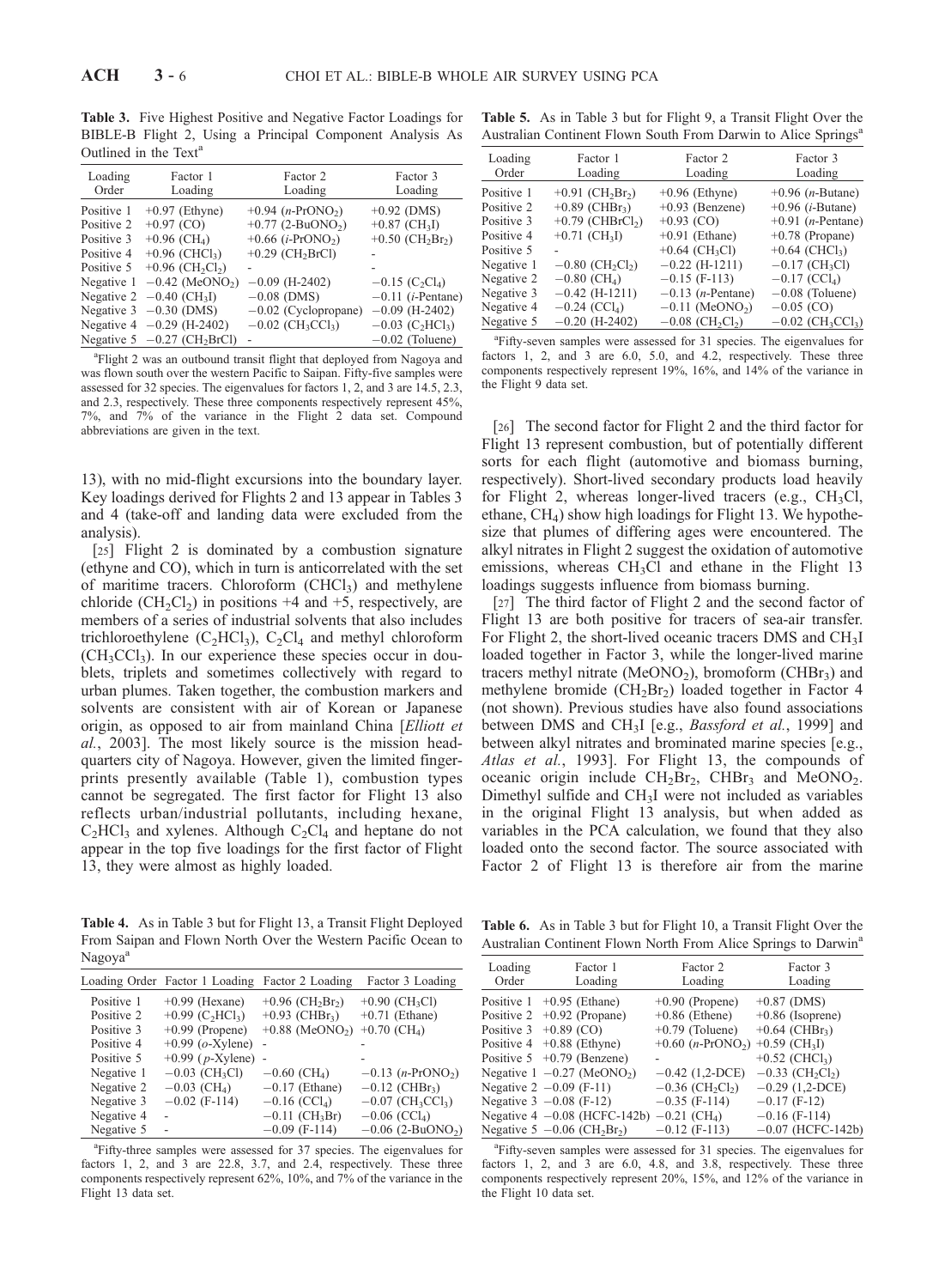**Table 3.** Five Highest Positive and Negative Factor Loadings for BIBLE-B Flight 2, Using a Principal Component Analysis As Outlined in the Text[a]

| Loading Order | Factor 1 Loading | Factor 2 Loading | Factor 3 Loading |
|---|---|---|---|
| Positive 1 | +0.97 (Ethyne) | +0.94 ($n$-PrONO$_2$) | +0.92 (DMS) |
| Positive 2 | +0.97 (CO) | +0.77 (2-BuONO$_2$) | +0.87 (CH$_3$I) |
| Positive 3 | +0.96 (CH$_4$) | +0.66 ($i$-PrONO$_2$) | +0.50 (CH$_2$Br$_2$) |
| Positive 4 | +0.96 (CHCl$_3$) | +0.29 (CH$_2$BrCl) | - |
| Positive 5 | +0.96 (CH$_2$Cl$_2$) | - | - |
| Negative 1 | −0.42 (MeONO$_2$) | −0.09 (H-2402) | −0.15 (C$_2$Cl$_4$) |
| Negative 2 | −0.40 (CH$_3$I) | −0.08 (DMS) | −0.11 ($i$-Pentane) |
| Negative 3 | −0.30 (DMS) | −0.02 (Cyclopropane) | −0.09 (H-2402) |
| Negative 4 | −0.29 (H-2402) | −0.02 (CH$_3$CCl$_3$) | −0.03 (C$_2$HCl$_3$) |
| Negative 5 | −0.27 (CH$_2$BrCl) | - | −0.02 (Toluene) |

[a]Flight 2 was an outbound transit flight that deployed from Nagoya and was flown south over the western Pacific to Saipan. Fifty-five samples were assessed for 32 species. The eigenvalues for factors 1, 2, and 3 are 14.5, 2.3, and 2.3, respectively. These three components respectively represent 45%, 7%, and 7% of the variance in the Flight 2 data set. Compound abbreviations are given in the text.

13), with no mid-flight excursions into the boundary layer. Key loadings derived for Flights 2 and 13 appear in Tables 3 and 4 (take-off and landing data were excluded from the analysis).

[25] Flight 2 is dominated by a combustion signature (ethyne and CO), which in turn is anticorrelated with the set of maritime tracers. Chloroform (CHCl$_3$) and methylene chloride (CH$_2$Cl$_2$) in positions +4 and +5, respectively, are members of a series of industrial solvents that also includes trichloroethylene (C$_2$HCl$_3$), C$_2$Cl$_4$ and methyl chloroform (CH$_3$CCl$_3$). In our experience these species occur in doublets, triplets and sometimes collectively with regard to urban plumes. Taken together, the combustion markers and solvents are consistent with air of Korean or Japanese origin, as opposed to air from mainland China [*Elliott et al.*, 2003]. The most likely source is the mission headquarters city of Nagoya. However, given the limited fingerprints presently available (Table 1), combustion types cannot be segregated. The first factor for Flight 13 also reflects urban/industrial pollutants, including hexane, C$_2$HCl$_3$ and xylenes. Although C$_2$Cl$_4$ and heptane do not appear in the top five loadings for the first factor of Flight 13, they were almost as highly loaded.

**Table 4.** As in Table 3 but for Flight 13, a Transit Flight Deployed From Saipan and Flown North Over the Western Pacific Ocean to Nagoya[a]

| Loading Order | Factor 1 Loading | Factor 2 Loading | Factor 3 Loading |
|---|---|---|---|
| Positive 1 | +0.99 (Hexane) | +0.96 (CH$_2$Br$_2$) | +0.90 (CH$_3$Cl) |
| Positive 2 | +0.99 (C$_2$HCl$_3$) | +0.93 (CHBr$_3$) | +0.71 (Ethane) |
| Positive 3 | +0.99 (Propene) | +0.88 (MeONO$_2$) | +0.70 (CH$_4$) |
| Positive 4 | +0.99 ($o$-Xylene) | - | - |
| Positive 5 | +0.99 ($p$-Xylene) | - | - |
| Negative 1 | −0.03 (CH$_3$Cl) | −0.60 (CH$_4$) | −0.13 ($n$-PrONO$_2$) |
| Negative 2 | −0.03 (CH$_4$) | −0.17 (Ethane) | −0.12 (CHBr$_3$) |
| Negative 3 | −0.02 (F-114) | −0.16 (CCl$_4$) | −0.07 (CH$_3$CCl$_3$) |
| Negative 4 | - | −0.11 (CH$_3$Br) | −0.06 (CCl$_4$) |
| Negative 5 | - | −0.09 (F-114) | −0.06 (2-BuONO$_2$) |

[a]Fifty-three samples were assessed for 37 species. The eigenvalues for factors 1, 2, and 3 are 22.8, 3.7, and 2.4, respectively. These three components respectively represent 62%, 10%, and 7% of the variance in the Flight 13 data set.

**Table 5.** As in Table 3 but for Flight 9, a Transit Flight Over the Australian Continent Flown South From Darwin to Alice Springs[a]

| Loading Order | Factor 1 Loading | Factor 2 Loading | Factor 3 Loading |
|---|---|---|---|
| Positive 1 | +0.91 (CH$_2$Br$_2$) | +0.96 (Ethyne) | +0.96 ($n$-Butane) |
| Positive 2 | +0.89 (CHBr$_3$) | +0.93 (Benzene) | +0.96 ($i$-Butane) |
| Positive 3 | +0.79 (CHBrCl$_2$) | +0.93 (CO) | +0.91 ($n$-Pentane) |
| Positive 4 | +0.71 (CH$_3$I) | +0.91 (Ethane) | +0.78 (Propane) |
| Positive 5 | - | +0.64 (CH$_3$Cl) | +0.64 (CHCl$_3$) |
| Negative 1 | −0.80 (CH$_2$Cl$_2$) | −0.22 (H-1211) | −0.17 (CH$_3$Cl) |
| Negative 2 | −0.80 (CH$_4$) | −0.15 (F-113) | −0.17 (CCl$_4$) |
| Negative 3 | −0.42 (H-1211) | −0.13 ($n$-Pentane) | −0.08 (Toluene) |
| Negative 4 | −0.24 (CCl$_4$) | −0.11 (MeONO$_2$) | −0.05 (CO) |
| Negative 5 | −0.20 (H-2402) | −0.08 (CH$_2$Cl$_2$) | −0.02 (CH$_3$CCl$_3$) |

[a]Fifty-seven samples were assessed for 31 species. The eigenvalues for factors 1, 2, and 3 are 6.0, 5.0, and 4.2, respectively. These three components respectively represent 19%, 16%, and 14% of the variance in the Flight 9 data set.

[26] The second factor for Flight 2 and the third factor for Flight 13 represent combustion, but of potentially different sorts for each flight (automotive and biomass burning, respectively). Short-lived secondary products load heavily for Flight 2, whereas longer-lived tracers (e.g., CH$_3$Cl, ethane, CH$_4$) show high loadings for Flight 13. We hypothesize that plumes of differing ages were encountered. The alkyl nitrates in Flight 2 suggest the oxidation of automotive emissions, whereas CH$_3$Cl and ethane in the Flight 13 loadings suggests influence from biomass burning.

[27] The third factor of Flight 2 and the second factor of Flight 13 are both positive for tracers of sea-air transfer. For Flight 2, the short-lived oceanic tracers DMS and CH$_3$I loaded together in Factor 3, while the longer-lived marine tracers methyl nitrate (MeONO$_2$), bromoform (CHBr$_3$) and methylene bromide (CH$_2$Br$_2$) loaded together in Factor 4 (not shown). Previous studies have also found associations between DMS and CH$_3$I [e.g., *Bassford et al.*, 1999] and between alkyl nitrates and brominated marine species [e.g., *Atlas et al.*, 1993]. For Flight 13, the compounds of oceanic origin include CH$_2$Br$_2$, CHBr$_3$ and MeONO$_2$. Dimethyl sulfide and CH$_3$I were not included as variables in the original Flight 13 analysis, but when added as variables in the PCA calculation, we found that they also loaded onto the second factor. The source associated with Factor 2 of Flight 13 is therefore air from the marine

**Table 6.** As in Table 3 but for Flight 10, a Transit Flight Over the Australian Continent Flown North From Alice Springs to Darwin[a]

| Loading Order | Factor 1 Loading | Factor 2 Loading | Factor 3 Loading |
|---|---|---|---|
| Positive 1 | +0.95 (Ethane) | +0.90 (Propene) | +0.87 (DMS) |
| Positive 2 | +0.92 (Propane) | +0.86 (Ethene) | +0.86 (Isoprene) |
| Positive 3 | +0.89 (CO) | +0.79 (Toluene) | +0.64 (CHBr$_3$) |
| Positive 4 | +0.88 (Ethyne) | +0.60 ($n$-PrONO$_2$) | +0.59 (CH$_3$I) |
| Positive 5 | +0.79 (Benzene) | - | +0.52 (CHCl$_3$) |
| Negative 1 | −0.27 (MeONO$_2$) | −0.42 (1,2-DCE) | −0.33 (CH$_2$Cl$_2$) |
| Negative 2 | −0.09 (F-11) | −0.36 (CH$_2$Cl$_2$) | −0.29 (1,2-DCE) |
| Negative 3 | −0.08 (F-12) | −0.35 (F-114) | −0.17 (F-12) |
| Negative 4 | −0.08 (HCFC-142b) | −0.21 (CH$_4$) | −0.16 (F-114) |
| Negative 5 | −0.06 (CH$_2$Br$_2$) | −0.12 (F-113) | −0.07 (HCFC-142b) |

[a]Fifty-seven samples were assessed for 31 species. The eigenvalues for factors 1, 2, and 3 are 6.0, 4.8, and 3.8, respectively. These three components respectively represent 20%, 15%, and 12% of the variance in the Flight 10 data set.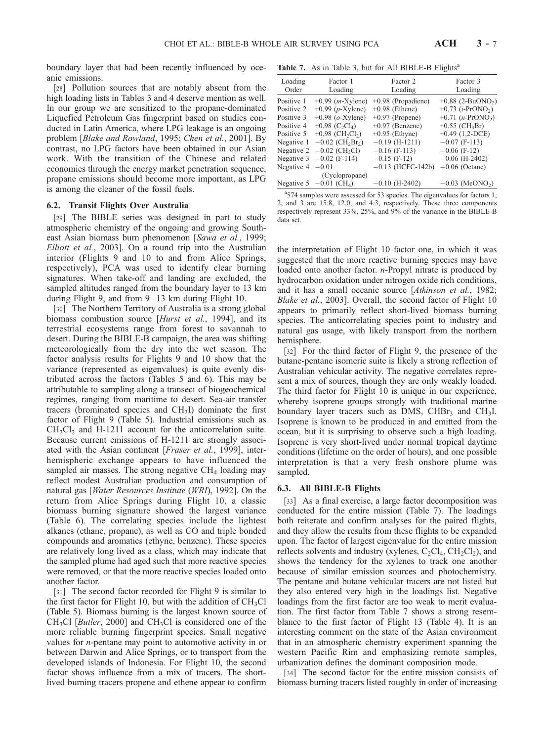boundary layer that had been recently influenced by oceanic emissions.

[28] Pollution sources that are notably absent from the high loading lists in Tables 3 and 4 deserve mention as well. In our group we are sensitized to the propane-dominated Liquefied Petroleum Gas fingerprint based on studies conducted in Latin America, where LPG leakage is an ongoing problem [*Blake and Rowland*, 1995; *Chen et al.*, 2001]. By contrast, no LPG factors have been obtained in our Asian work. With the transition of the Chinese and related economies through the energy market penetration sequence, propane emissions should become more important, as LPG is among the cleaner of the fossil fuels.

### 6.2. Transit Flights Over Australia

[29] The BIBLE series was designed in part to study atmospheric chemistry of the ongoing and growing Southeast Asian biomass burn phenomenon [*Sawa et al.*, 1999; *Elliott et al.*, 2003]. On a round trip into the Australian interior (Flights 9 and 10 to and from Alice Springs, respectively), PCA was used to identify clear burning signatures. When take-off and landing are excluded, the sampled altitudes ranged from the boundary layer to 13 km during Flight 9, and from 9–13 km during Flight 10.

[30] The Northern Territory of Australia is a strong global biomass combustion source [*Hurst et al.*, 1994], and its terrestrial ecosystems range from forest to savannah to desert. During the BIBLE-B campaign, the area was shifting meteorologically from the dry into the wet season. The factor analysis results for Flights 9 and 10 show that the variance (represented as eigenvalues) is quite evenly distributed across the factors (Tables 5 and 6). This may be attributable to sampling along a transect of biogeochemical regimes, ranging from maritime to desert. Sea-air transfer tracers (brominated species and $CH_3I$) dominate the first factor of Flight 9 (Table 5). Industrial emissions such as $CH_2Cl_2$ and H-1211 account for the anticorrelation suite. Because current emissions of H-1211 are strongly associated with the Asian continent [*Fraser et al.*, 1999], interhemispheric exchange appears to have influenced the sampled air masses. The strong negative $CH_4$ loading may reflect modest Australian production and consumption of natural gas [*Water Resources Institute* (*WRI*), 1992]. On the return from Alice Springs during Flight 10, a classic biomass burning signature showed the largest variance (Table 6). The correlating species include the lightest alkanes (ethane, propane), as well as CO and triple bonded compounds and aromatics (ethyne, benzene). These species are relatively long lived as a class, which may indicate that the sampled plume had aged such that more reactive species were removed, or that the more reactive species loaded onto another factor.

[31] The second factor recorded for Flight 9 is similar to the first factor for Flight 10, but with the addition of $CH_3Cl$ (Table 5). Biomass burning is the largest known source of $CH_3Cl$ [*Butler*, 2000] and $CH_3Cl$ is considered one of the more reliable burning fingerprint species. Small negative values for *n*-pentane may point to automotive activity in or between Darwin and Alice Springs, or to transport from the developed islands of Indonesia. For Flight 10, the second factor shows influence from a mix of tracers. The short-lived burning tracers propene and ethene appear to confirm the interpretation of Flight 10 factor one, in which it was suggested that the more reactive burning species may have loaded onto another factor. *n*-Propyl nitrate is produced by hydrocarbon oxidation under nitrogen oxide rich conditions, and it has a small oceanic source [*Atkinson et al.*, 1982; *Blake et al.*, 2003]. Overall, the second factor of Flight 10 appears to primarily reflect short-lived biomass burning species. The anticorrelating species point to industry and natural gas usage, with likely transport from the northern hemisphere.

[32] For the third factor of Flight 9, the presence of the butane-pentane isomeric suite is likely a strong reflection of Australian vehicular activity. The negative correlates represent a mix of sources, though they are only weakly loaded. The third factor for Flight 10 is unique in our experience, whereby isoprene groups strongly with traditional marine boundary layer tracers such as DMS, $CHBr_3$ and $CH_3I$. Isoprene is known to be produced in and emitted from the ocean, but it is surprising to observe such a high loading. Isoprene is very short-lived under normal tropical daytime conditions (lifetime on the order of hours), and one possible interpretation is that a very fresh onshore plume was sampled.

**Table 7.** As in Table 3, but for All BIBLE-B Flights[a]

| Loading Order | Factor 1 Loading | Factor 2 Loading | Factor 3 Loading |
|---|---|---|---|
| Positive 1 | +0.99 (*m*-Xylene) | +0.98 (Propadiene) | +0.88 (2-$BuONO_2$) |
| Positive 2 | +0.99 (*p*-Xylene) | +0.98 (Ethene) | +0.73 (*i*-$PrONO_2$) |
| Positive 3 | +0.98 (*o*-Xylene) | +0.97 (Propene) | +0.71 (*n*-$PrONO_2$) |
| Positive 4 | +0.98 ($C_2Cl_4$) | +0.97 (Benzene) | +0.55 ($CH_3Br$) |
| Positive 5 | +0.98 ($CH_2Cl_2$) | +0.95 (Ethyne) | +0.49 (1,2-DCE) |
| Negative 1 | −0.02 ($CH_2Br_2$) | −0.19 (H-1211) | −0.07 (F-113) |
| Negative 2 | −0.02 ($CH_3Cl$) | −0.16 (F-113) | −0.06 (F-12) |
| Negative 3 | −0.02 (F-114) | −0.15 (F-12) | −0.06 (H-2402) |
| Negative 4 | −0.01 (Cyclopropane) | −0.13 (HCFC-142b) | −0.06 (Octane) |
| Negative 5 | −0.01 ($CH_4$) | −0.10 (H-2402) | −0.03 ($MeONO_2$) |

[a]574 samples were assessed for 53 species. The eigenvalues for factors 1, 2, and 3 are 15.8, 12.0, and 4.3, respectively. These three components respectively represent 33%, 25%, and 9% of the variance in the BIBLE-B data set.

### 6.3. All BIBLE-B Flights

[33] As a final exercise, a large factor decomposition was conducted for the entire mission (Table 7). The loadings both reiterate and confirm analyses for the paired flights, and they allow the results from these flights to be expanded upon. The factor of largest eigenvalue for the entire mission reflects solvents and industry (xylenes, $C_2Cl_4$, $CH_2Cl_2$), and shows the tendency for the xylenes to track one another because of similar emission sources and photochemistry. The pentane and butane vehicular tracers are not listed but they also entered very high in the loadings list. Negative loadings from the first factor are too weak to merit evaluation. The first factor from Table 7 shows a strong resemblance to the first factor of Flight 13 (Table 4). It is an interesting comment on the state of the Asian environment that in an atmospheric chemistry experiment spanning the western Pacific Rim and emphasizing remote samples, urbanization defines the dominant composition mode.

[34] The second factor for the entire mission consists of biomass burning tracers listed roughly in order of increasing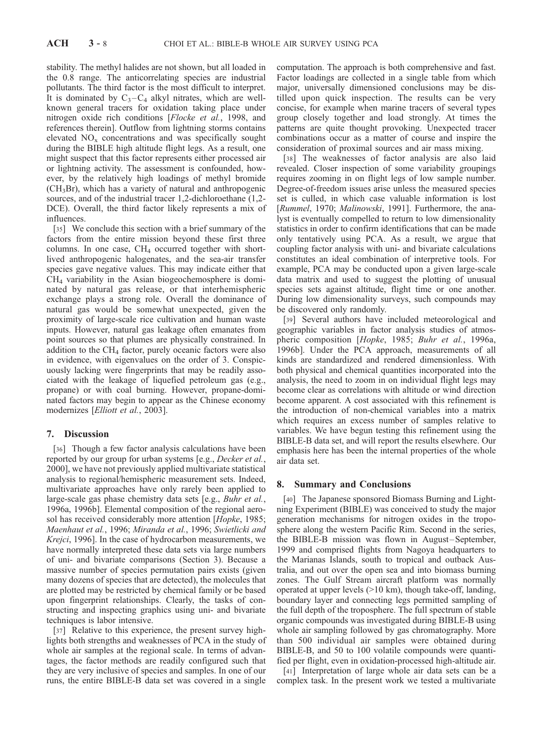stability. The methyl halides are not shown, but all loaded in the 0.8 range. The anticorrelating species are industrial pollutants. The third factor is the most difficult to interpret. It is dominated by $C_3$–$C_4$ alkyl nitrates, which are well-known general tracers for oxidation taking place under nitrogen oxide rich conditions [*Flocke et al.*, 1998, and references therein]. Outflow from lightning storms contains elevated $NO_x$ concentrations and was specifically sought during the BIBLE high altitude flight legs. As a result, one might suspect that this factor represents either processed air or lightning activity. The assessment is confounded, however, by the relatively high loadings of methyl bromide ($CH_3Br$), which has a variety of natural and anthropogenic sources, and of the industrial tracer 1,2-dichloroethane (1,2-DCE). Overall, the third factor likely represents a mix of influences.

[35] We conclude this section with a brief summary of the factors from the entire mission beyond these first three columns. In one case, $CH_4$ occurred together with short-lived anthropogenic halogenates, and the sea-air transfer species gave negative values. This may indicate either that $CH_4$ variability in the Asian biogeochemosphere is dominated by natural gas release, or that interhemispheric exchange plays a strong role. Overall the dominance of natural gas would be somewhat unexpected, given the proximity of large-scale rice cultivation and human waste inputs. However, natural gas leakage often emanates from point sources so that plumes are physically constrained. In addition to the $CH_4$ factor, purely oceanic factors were also in evidence, with eigenvalues on the order of 3. Conspicuously lacking were fingerprints that may be readily associated with the leakage of liquefied petroleum gas (e.g., propane) or with coal burning. However, propane-dominated factors may begin to appear as the Chinese economy modernizes [*Elliott et al.*, 2003].

## 7. Discussion

[36] Though a few factor analysis calculations have been reported by our group for urban systems [e.g., *Decker et al.*, 2000], we have not previously applied multivariate statistical analysis to regional/hemispheric measurement sets. Indeed, multivariate approaches have only rarely been applied to large-scale gas phase chemistry data sets [e.g., *Buhr et al.*, 1996a, 1996b]. Elemental composition of the regional aerosol has received considerably more attention [*Hopke*, 1985; *Maenhaut et al.*, 1996; *Miranda et al.*, 1996; *Swietlicki and Krejci*, 1996]. In the case of hydrocarbon measurements, we have normally interpreted these data sets via large numbers of uni- and bivariate comparisons (Section 3). Because a massive number of species permutation pairs exists (given many dozens of species that are detected), the molecules that are plotted may be restricted by chemical family or be based upon fingerprint relationships. Clearly, the tasks of constructing and inspecting graphics using uni- and bivariate techniques is labor intensive.

[37] Relative to this experience, the present survey highlights both strengths and weaknesses of PCA in the study of whole air samples at the regional scale. In terms of advantages, the factor methods are readily configured such that they are very inclusive of species and samples. In one of our runs, the entire BIBLE-B data set was covered in a single computation. The approach is both comprehensive and fast. Factor loadings are collected in a single table from which major, universally dimensioned conclusions may be distilled upon quick inspection. The results can be very concise, for example when marine tracers of several types group closely together and load strongly. At times the patterns are quite thought provoking. Unexpected tracer combinations occur as a matter of course and inspire the consideration of proximal sources and air mass mixing.

[38] The weaknesses of factor analysis are also laid revealed. Closer inspection of some variability groupings requires zooming in on flight legs of low sample number. Degree-of-freedom issues arise unless the measured species set is culled, in which case valuable information is lost [*Rummel*, 1970; *Malinowski*, 1991]. Furthermore, the analyst is eventually compelled to return to low dimensionality statistics in order to confirm identifications that can be made only tentatively using PCA. As a result, we argue that coupling factor analysis with uni- and bivariate calculations constitutes an ideal combination of interpretive tools. For example, PCA may be conducted upon a given large-scale data matrix and used to suggest the plotting of unusual species sets against altitude, flight time or one another. During low dimensionality surveys, such compounds may be discovered only randomly.

[39] Several authors have included meteorological and geographic variables in factor analysis studies of atmospheric composition [*Hopke*, 1985; *Buhr et al.*, 1996a, 1996b]. Under the PCA approach, measurements of all kinds are standardized and rendered dimensionless. With both physical and chemical quantities incorporated into the analysis, the need to zoom in on individual flight legs may become clear as correlations with altitude or wind direction become apparent. A cost associated with this refinement is the introduction of non-chemical variables into a matrix which requires an excess number of samples relative to variables. We have begun testing this refinement using the BIBLE-B data set, and will report the results elsewhere. Our emphasis here has been the internal properties of the whole air data set.

## 8. Summary and Conclusions

[40] The Japanese sponsored Biomass Burning and Lightning Experiment (BIBLE) was conceived to study the major generation mechanisms for nitrogen oxides in the troposphere along the western Pacific Rim. Second in the series, the BIBLE-B mission was flown in August–September, 1999 and comprised flights from Nagoya headquarters to the Marianas Islands, south to tropical and outback Australia, and out over the open sea and into biomass burning zones. The Gulf Stream aircraft platform was normally operated at upper levels (>10 km), though take-off, landing, boundary layer and connecting legs permitted sampling of the full depth of the troposphere. The full spectrum of stable organic compounds was investigated during BIBLE-B using whole air sampling followed by gas chromatography. More than 500 individual air samples were obtained during BIBLE-B, and 50 to 100 volatile compounds were quantified per flight, even in oxidation-processed high-altitude air.

[41] Interpretation of large whole air data sets can be a complex task. In the present work we tested a multivariate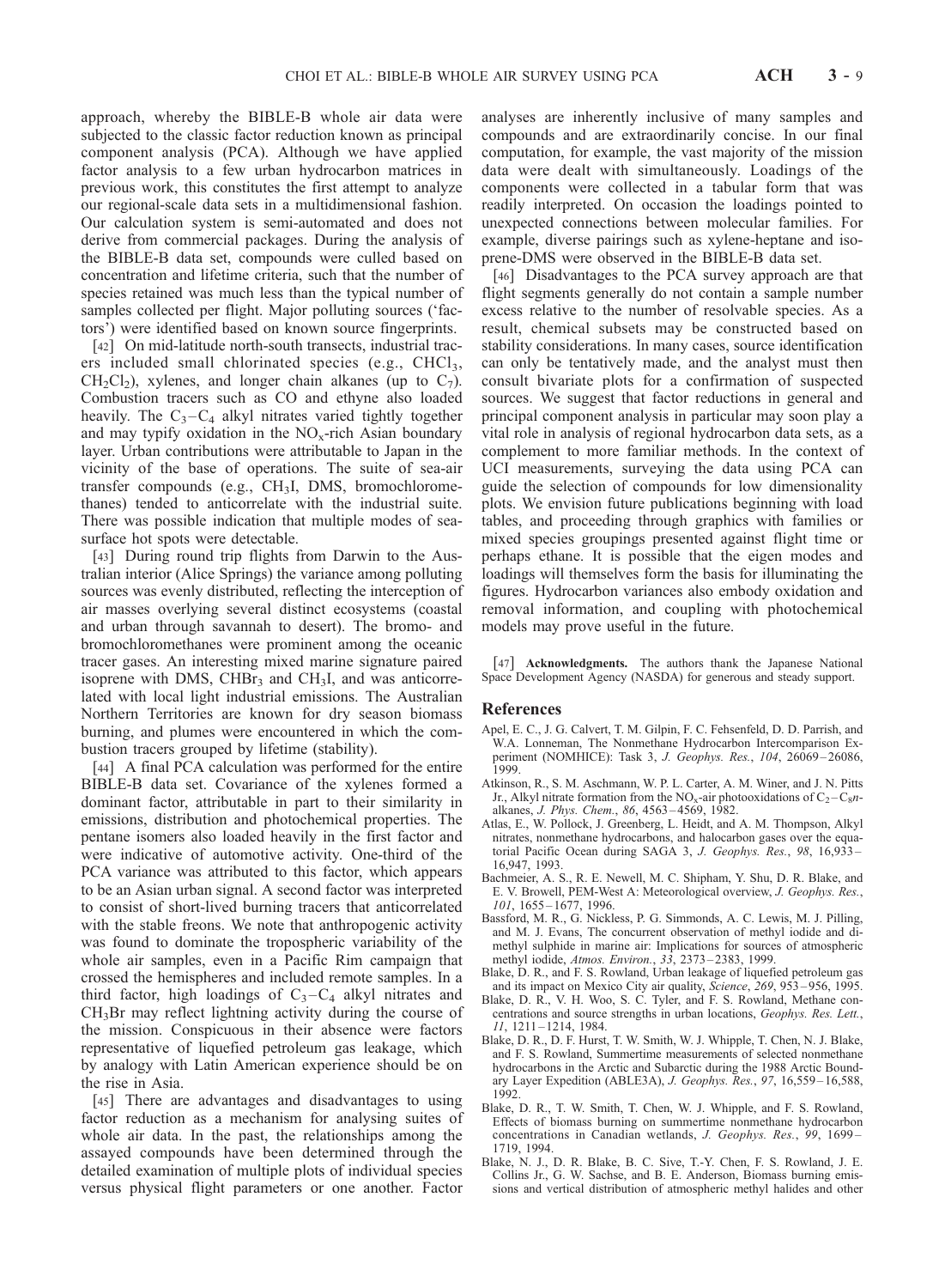approach, whereby the BIBLE-B whole air data were subjected to the classic factor reduction known as principal component analysis (PCA). Although we have applied factor analysis to a few urban hydrocarbon matrices in previous work, this constitutes the first attempt to analyze our regional-scale data sets in a multidimensional fashion. Our calculation system is semi-automated and does not derive from commercial packages. During the analysis of the BIBLE-B data set, compounds were culled based on concentration and lifetime criteria, such that the number of species retained was much less than the typical number of samples collected per flight. Major polluting sources ('factors') were identified based on known source fingerprints.

[42] On mid-latitude north-south transects, industrial tracers included small chlorinated species (e.g., $CHCl_3$, $CH_2Cl_2$), xylenes, and longer chain alkanes (up to $C_7$). Combustion tracers such as CO and ethyne also loaded heavily. The $C_3$–$C_4$ alkyl nitrates varied tightly together and may typify oxidation in the $NO_x$-rich Asian boundary layer. Urban contributions were attributable to Japan in the vicinity of the base of operations. The suite of sea-air transfer compounds (e.g., $CH_3I$, DMS, bromochloromethanes) tended to anticorrelate with the industrial suite. There was possible indication that multiple modes of sea-surface hot spots were detectable.

[43] During round trip flights from Darwin to the Australian interior (Alice Springs) the variance among polluting sources was evenly distributed, reflecting the interception of air masses overlying several distinct ecosystems (coastal and urban through savannah to desert). The bromo- and bromochloromethanes were prominent among the oceanic tracer gases. An interesting mixed marine signature paired isoprene with DMS, $CHBr_3$ and $CH_3I$, and was anticorrelated with local light industrial emissions. The Australian Northern Territories are known for dry season biomass burning, and plumes were encountered in which the combustion tracers grouped by lifetime (stability).

[44] A final PCA calculation was performed for the entire BIBLE-B data set. Covariance of the xylenes formed a dominant factor, attributable in part to their similarity in emissions, distribution and photochemical properties. The pentane isomers also loaded heavily in the first factor and were indicative of automotive activity. One-third of the PCA variance was attributed to this factor, which appears to be an Asian urban signal. A second factor was interpreted to consist of short-lived burning tracers that anticorrelated with the stable freons. We note that anthropogenic activity was found to dominate the tropospheric variability of the whole air samples, even in a Pacific Rim campaign that crossed the hemispheres and included remote samples. In a third factor, high loadings of $C_3$–$C_4$ alkyl nitrates and $CH_3Br$ may reflect lightning activity during the course of the mission. Conspicuous in their absence were factors representative of liquefied petroleum gas leakage, which by analogy with Latin American experience should be on the rise in Asia.

[45] There are advantages and disadvantages to using factor reduction as a mechanism for analysing suites of whole air data. In the past, the relationships among the assayed compounds have been determined through the detailed examination of multiple plots of individual species versus physical flight parameters or one another. Factor analyses are inherently inclusive of many samples and compounds and are extraordinarily concise. In our final computation, for example, the vast majority of the mission data were dealt with simultaneously. Loadings of the components were collected in a tabular form that was readily interpreted. On occasion the loadings pointed to unexpected connections between molecular families. For example, diverse pairings such as xylene-heptane and isoprene-DMS were observed in the BIBLE-B data set.

[46] Disadvantages to the PCA survey approach are that flight segments generally do not contain a sample number excess relative to the number of resolvable species. As a result, chemical subsets may be constructed based on stability considerations. In many cases, source identification can only be tentatively made, and the analyst must then consult bivariate plots for a confirmation of suspected sources. We suggest that factor reductions in general and principal component analysis in particular may soon play a vital role in analysis of regional hydrocarbon data sets, as a complement to more familiar methods. In the context of UCI measurements, surveying the data using PCA can guide the selection of compounds for low dimensionality plots. We envision future publications beginning with load tables, and proceeding through graphics with families or mixed species groupings presented against flight time or perhaps ethane. It is possible that the eigen modes and loadings will themselves form the basis for illuminating the figures. Hydrocarbon variances also embody oxidation and removal information, and coupling with photochemical models may prove useful in the future.

[47] **Acknowledgments.** The authors thank the Japanese National Space Development Agency (NASDA) for generous and steady support.

## References

Apel, E. C., J. G. Calvert, T. M. Gilpin, F. C. Fehsenfeld, D. D. Parrish, and W.A. Lonneman, The Nonmethane Hydrocarbon Intercomparison Experiment (NOMHICE): Task 3, *J. Geophys. Res.*, *104*, 26069–26086, 1999.

Atkinson, R., S. M. Aschmann, W. P. L. Carter, A. M. Winer, and J. N. Pitts Jr., Alkyl nitrate formation from the $NO_x$-air photooxidations of $C_2$–$C_8$ *n*-alkanes, *J. Phys. Chem.*, *86*, 4563–4569, 1982.

Atlas, E., W. Pollock, J. Greenberg, L. Heidt, and A. M. Thompson, Alkyl nitrates, nonmethane hydrocarbons, and halocarbon gases over the equatorial Pacific Ocean during SAGA 3, *J. Geophys. Res.*, *98*, 16,933–16,947, 1993.

Bachmeier, A. S., R. E. Newell, M. C. Shipham, Y. Shu, D. R. Blake, and E. V. Browell, PEM-West A: Meteorological overview, *J. Geophys. Res.*, *101*, 1655–1677, 1996.

Bassford, M. R., G. Nickless, P. G. Simmonds, A. C. Lewis, M. J. Pilling, and M. J. Evans, The concurrent observation of methyl iodide and dimethyl sulphide in marine air: Implications for sources of atmospheric methyl iodide, *Atmos. Environ.*, *33*, 2373–2383, 1999.

Blake, D. R., and F. S. Rowland, Urban leakage of liquefied petroleum gas and its impact on Mexico City air quality, *Science*, *269*, 953–956, 1995.

Blake, D. R., V. H. Woo, S. C. Tyler, and F. S. Rowland, Methane concentrations and source strengths in urban locations, *Geophys. Res. Lett.*, *11*, 1211–1214, 1984.

Blake, D. R., D. F. Hurst, T. W. Smith, W. J. Whipple, T. Chen, N. J. Blake, and F. S. Rowland, Summertime measurements of selected nonmethane hydrocarbons in the Arctic and Subarctic during the 1988 Arctic Boundary Layer Expedition (ABLE3A), *J. Geophys. Res.*, *97*, 16,559–16,588, 1992.

Blake, D. R., T. W. Smith, T. Chen, W. J. Whipple, and F. S. Rowland, Effects of biomass burning on summertime nonmethane hydrocarbon concentrations in Canadian wetlands, *J. Geophys. Res.*, *99*, 1699–1719, 1994.

Blake, N. J., D. R. Blake, B. C. Sive, T.-Y. Chen, F. S. Rowland, J. E. Collins Jr., G. W. Sachse, and B. E. Anderson, Biomass burning emissions and vertical distribution of atmospheric methyl halides and other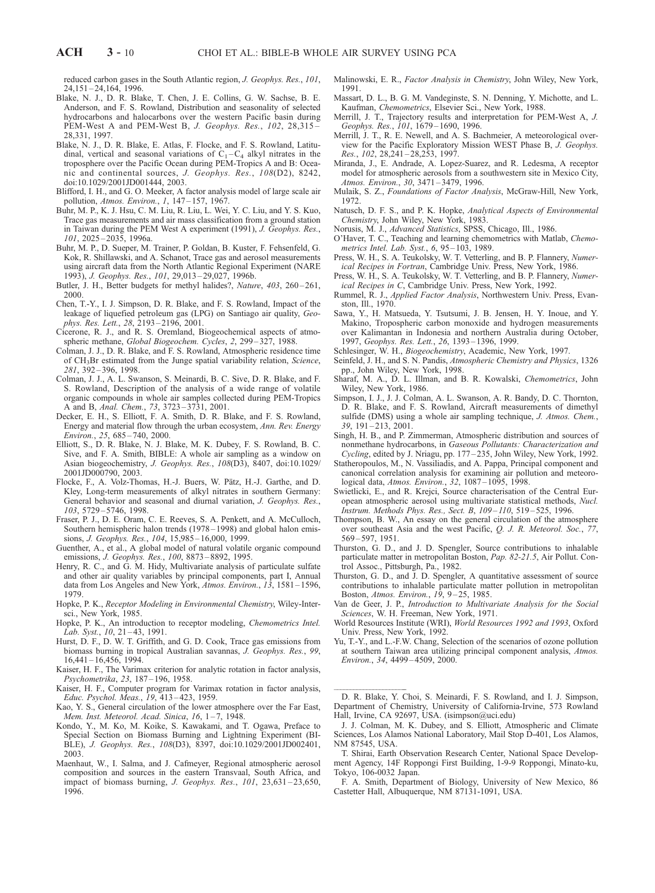reduced carbon gases in the South Atlantic region, *J. Geophys. Res.*, *101*, 24,151–24,164, 1996.

Blake, N. J., D. R. Blake, T. Chen, J. E. Collins, G. W. Sachse, B. E. Anderson, and F. S. Rowland, Distribution and seasonality of selected hydrocarbons and halocarbons over the western Pacific basin during PEM-West A and PEM-West B, *J. Geophys. Res.*, *102*, 28,315–28,331, 1997.

Blake, N. J., D. R. Blake, E. Atlas, F. Flocke, and F. S. Rowland, Latitudinal, vertical and seasonal variations of $C_1$–$C_4$ alkyl nitrates in the troposphere over the Pacific Ocean during PEM-Tropics A and B: Oceanic and continental sources, *J. Geophys. Res.*, *108*(D2), 8242, doi:10.1029/2001JD001444, 2003.

Blifford, I. H., and G. O. Meeker, A factor analysis model of large scale air pollution, *Atmos. Environ.*, *1*, 147–157, 1967.

Buhr, M. P., K. J. Hsu, C. M. Liu, R. Liu, L. Wei, Y. C. Liu, and Y. S. Kuo, Trace gas measurements and air mass classification from a ground station in Taiwan during the PEM West A experiment (1991), *J. Geophys. Res.*, *101*, 2025–2035, 1996a.

Buhr, M. P., D. Sueper, M. Trainer, P. Goldan, B. Kuster, F. Fehsenfeld, G. Kok, R. Shillawski, and A. Schanot, Trace gas and aerosol measurements using aircraft data from the North Atlantic Regional Experiment (NARE 1993), *J. Geophys. Res.*, *101*, 29,013–29,027, 1996b.

Butler, J. H., Better budgets for methyl halides?, *Nature*, *403*, 260–261, 2000.

Chen, T.-Y., I. J. Simpson, D. R. Blake, and F. S. Rowland, Impact of the leakage of liquefied petroleum gas (LPG) on Santiago air quality, *Geophys. Res. Lett.*, *28*, 2193–2196, 2001.

Cicerone, R. J., and R. S. Oremland, Biogeochemical aspects of atmospheric methane, *Global Biogeochem. Cycles*, *2*, 299–327, 1988.

Colman, J. J., D. R. Blake, and F. S. Rowland, Atmospheric residence time of $CH_3Br$ estimated from the Junge spatial variability relation, *Science*, *281*, 392–396, 1998.

Colman, J. J., A. L. Swanson, S. Meinardi, B. C. Sive, D. R. Blake, and F. S. Rowland, Description of the analysis of a wide range of volatile organic compounds in whole air samples collected during PEM-Tropics A and B, *Anal. Chem.*, *73*, 3723–3731, 2001.

Decker, E. H., S. Elliott, F. A. Smith, D. R. Blake, and F. S. Rowland, Energy and material flow through the urban ecosystem, *Ann. Rev. Energy Environ.*, *25*, 685–740, 2000.

Elliott, S., D. R. Blake, N. J. Blake, M. K. Dubey, F. S. Rowland, B. C. Sive, and F. A. Smith, BIBLE: A whole air sampling as a window on Asian biogeochemistry, *J. Geophys. Res.*, *108*(D3), 8407, doi:10.1029/2001JD000790, 2003.

Flocke, F., A. Volz-Thomas, H.-J. Buers, W. Pätz, H.-J. Garthe, and D. Kley, Long-term measurements of alkyl nitrates in southern Germany: General behavior and seasonal and diurnal variation, *J. Geophys. Res.*, *103*, 5729–5746, 1998.

Fraser, P. J., D. E. Oram, C. E. Reeves, S. A. Penkett, and A. McCulloch, Southern hemispheric halon trends (1978–1998) and global halon emissions, *J. Geophys. Res.*, *104*, 15,985–16,000, 1999.

Guenther, A., et al., A global model of natural volatile organic compound emissions, *J. Geophys. Res.*, *100*, 8873–8892, 1995.

Henry, R. C., and G. M. Hidy, Multivariate analysis of particulate sulfate and other air quality variables by principal components, part I, Annual data from Los Angeles and New York, *Atmos. Environ.*, *13*, 1581–1596, 1979.

Hopke, P. K., *Receptor Modeling in Environmental Chemistry*, Wiley-Intersci., New York, 1985.

Hopke, P. K., An introduction to receptor modeling, *Chemometrics Intel. Lab. Syst.*, *10*, 21–43, 1991.

Hurst, D. F., D. W. T. Griffith, and G. D. Cook, Trace gas emissions from biomass burning in tropical Australian savannas, *J. Geophys. Res.*, *99*, 16,441–16,456, 1994.

Kaiser, H. F., The Varimax criterion for analytic rotation in factor analysis, *Psychometrika*, *23*, 187–196, 1958.

Kaiser, H. F., Computer program for Varimax rotation in factor analysis, *Educ. Psychol. Meas.*, *19*, 413–423, 1959.

Kao, Y. S., General circulation of the lower atmosphere over the Far East, *Mem. Inst. Meteorol. Acad. Sinica*, *16*, 1–7, 1948.

Kondo, Y., M. Ko, M. Koike, S. Kawakami, and T. Ogawa, Preface to Special Section on Biomass Burning and Lightning Experiment (BIBLE), *J. Geophys. Res.*, *108*(D3), 8397, doi:10.1029/2001JD002401, 2003.

Maenhaut, W., I. Salma, and J. Cafmeyer, Regional atmospheric aerosol composition and sources in the eastern Transvaal, South Africa, and impact of biomass burning, *J. Geophys. Res.*, *101*, 23,631–23,650, 1996.

Malinowski, E. R., *Factor Analysis in Chemistry*, John Wiley, New York, 1991.

Massart, D. L., B. G. M. Vandeginste, S. N. Denning, Y. Michotte, and L. Kaufman, *Chemometrics*, Elsevier Sci., New York, 1988.

Merrill, J. T., Trajectory results and interpretation for PEM-West A, *J. Geophys. Res.*, *101*, 1679–1690, 1996.

Merrill, J. T., R. E. Newell, and A. S. Bachmeier, A meteorological overview for the Pacific Exploratory Mission WEST Phase B, *J. Geophys. Res.*, *102*, 28,241–28,253, 1997.

Miranda, J., E. Andrade, A. Lopez-Suarez, and R. Ledesma, A receptor model for atmospheric aerosols from a southwestern site in Mexico City, *Atmos. Environ.*, *30*, 3471–3479, 1996.

Mulaik, S. Z., *Foundations of Factor Analysis*, McGraw-Hill, New York, 1972.

Natusch, D. F. S., and P. K. Hopke, *Analytical Aspects of Environmental Chemistry*, John Wiley, New York, 1983.

Norusis, M. J., *Advanced Statistics*, SPSS, Chicago, Ill., 1986.

O'Haver, T. C., Teaching and learning chemometrics with Matlab, *Chemometrics Intel. Lab. Syst.*, *6*, 95–103, 1989.

Press, W. H., S. A. Teukolsky, W. T. Vetterling, and B. P. Flannery, *Numerical Recipes in Fortran*, Cambridge Univ. Press, New York, 1986.

Press, W. H., S. A. Teukolsky, W. T. Vetterling, and B. P. Flannery, *Numerical Recipes in C*, Cambridge Univ. Press, New York, 1992.

Rummel, R. J., *Applied Factor Analysis*, Northwestern Univ. Press, Evanston, Ill., 1970.

Sawa, Y., H. Matsueda, Y. Tsutsumi, J. B. Jensen, H. Y. Inoue, and Y. Makino, Tropospheric carbon monoxide and hydrogen measurements over Kalimantan in Indonesia and northern Australia during October, 1997, *Geophys. Res. Lett.*, *26*, 1393–1396, 1999.

Schlesinger, W. H., *Biogeochemistry*, Academic, New York, 1997.

Seinfeld, J. H., and S. N. Pandis, *Atmospheric Chemistry and Physics*, 1326 pp., John Wiley, New York, 1998.

Sharaf, M. A., D. L. Illman, and B. R. Kowalski, *Chemometrics*, John Wiley, New York, 1986.

Simpson, I. J., J. J. Colman, A. L. Swanson, A. R. Bandy, D. C. Thornton, D. R. Blake, and F. S. Rowland, Aircraft measurements of dimethyl sulfide (DMS) using a whole air sampling technique, *J. Atmos. Chem.*, *39*, 191–213, 2001.

Singh, H. B., and P. Zimmerman, Atmospheric distribution and sources of nonmethane hydrocarbons, in *Gaseous Pollutants: Characterization and Cycling*, edited by J. Nriagu, pp. 177–235, John Wiley, New York, 1992.

Statheropoulos, M., N. Vassiliadis, and A. Pappa, Principal component and canonical correlation analysis for examining air pollution and meteorological data, *Atmos. Environ.*, *32*, 1087–1095, 1998.

Swietlicki, E., and R. Krejci, Source characterisation of the Central European atmospheric aerosol using multivariate statistical methods, *Nucl. Instrum. Methods Phys. Res., Sect. B*, *109–110*, 519–525, 1996.

Thompson, B. W., An essay on the general circulation of the atmosphere over southeast Asia and the west Pacific, *Q. J. R. Meteorol. Soc.*, *77*, 569–597, 1951.

Thurston, G. D., and J. D. Spengler, Source contributions to inhalable particulate matter in metropolitan Boston, *Pap. 82-21.5*, Air Pollut. Control Assoc., Pittsburgh, Pa., 1982.

Thurston, G. D., and J. D. Spengler, A quantitative assessment of source contributions to inhalable particulate matter pollution in metropolitan Boston, *Atmos. Environ.*, *19*, 9–25, 1985.

Van de Geer, J. P., *Introduction to Multivariate Analysis for the Social Sciences*, W. H. Freeman, New York, 1971.

World Resources Institute (WRI), *World Resources 1992 and 1993*, Oxford Univ. Press, New York, 1992.

Yu, T.-Y., and L.-F.W. Chang, Selection of the scenarios of ozone pollution at southern Taiwan area utilizing principal component analysis, *Atmos. Environ.*, *34*, 4499–4509, 2000.

---

D. R. Blake, Y. Choi, S. Meinardi, F. S. Rowland, and I. J. Simpson, Department of Chemistry, University of California-Irvine, 573 Rowland Hall, Irvine, CA 92697, USA. (isimpson@uci.edu)

J. J. Colman, M. K. Dubey, and S. Elliott, Atmospheric and Climate Sciences, Los Alamos National Laboratory, Mail Stop D-401, Los Alamos, NM 87545, USA.

T. Shirai, Earth Observation Research Center, National Space Development Agency, 14F Roppongi First Building, 1-9-9 Roppongi, Minato-ku, Tokyo, 106-0032 Japan.

F. A. Smith, Department of Biology, University of New Mexico, 86 Castetter Hall, Albuquerque, NM 87131-1091, USA.